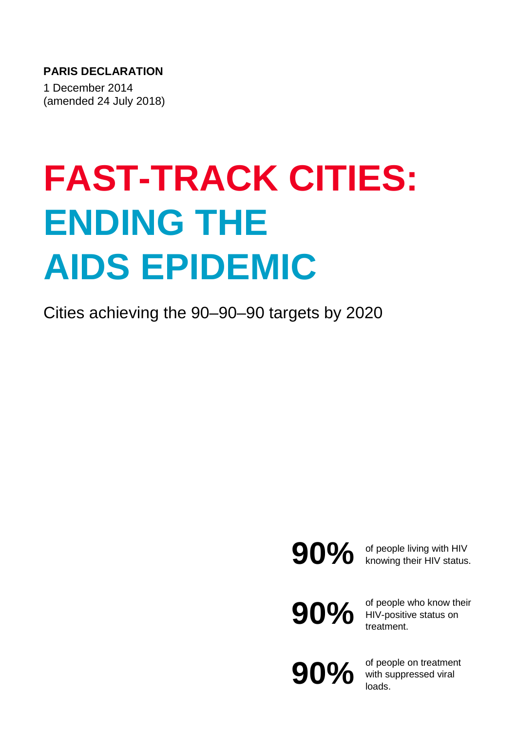**PARIS DECLARATION**

1 December 2014
(amended 24 July 2018)

# FAST-TRACK CITIES: ENDING THE AIDS EPIDEMIC

Cities achieving the 90–90–90 targets by 2020

**90%** of people living with HIV knowing their HIV status.

**90%** of people who know their HIV-positive status on treatment.

**90%** of people on treatment with suppressed viral loads.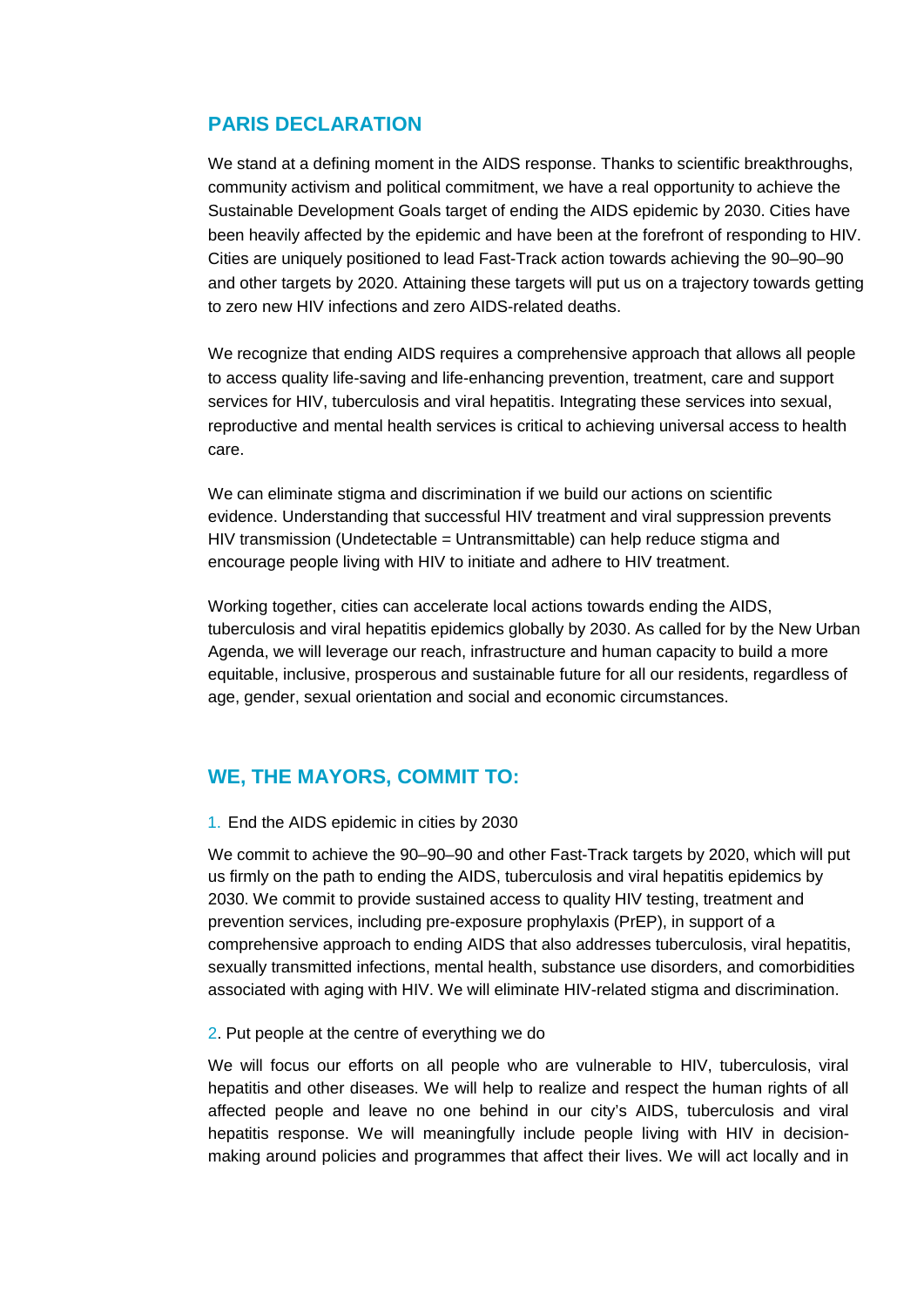## PARIS DECLARATION

We stand at a defining moment in the AIDS response. Thanks to scientific breakthroughs, community activism and political commitment, we have a real opportunity to achieve the Sustainable Development Goals target of ending the AIDS epidemic by 2030. Cities have been heavily affected by the epidemic and have been at the forefront of responding to HIV. Cities are uniquely positioned to lead Fast-Track action towards achieving the 90–90–90 and other targets by 2020. Attaining these targets will put us on a trajectory towards getting to zero new HIV infections and zero AIDS-related deaths.

We recognize that ending AIDS requires a comprehensive approach that allows all people to access quality life-saving and life-enhancing prevention, treatment, care and support services for HIV, tuberculosis and viral hepatitis. Integrating these services into sexual, reproductive and mental health services is critical to achieving universal access to health care.

We can eliminate stigma and discrimination if we build our actions on scientific evidence. Understanding that successful HIV treatment and viral suppression prevents HIV transmission (Undetectable = Untransmittable) can help reduce stigma and encourage people living with HIV to initiate and adhere to HIV treatment.

Working together, cities can accelerate local actions towards ending the AIDS, tuberculosis and viral hepatitis epidemics globally by 2030. As called for by the New Urban Agenda, we will leverage our reach, infrastructure and human capacity to build a more equitable, inclusive, prosperous and sustainable future for all our residents, regardless of age, gender, sexual orientation and social and economic circumstances.

## WE, THE MAYORS, COMMIT TO:

1. End the AIDS epidemic in cities by 2030

We commit to achieve the 90–90–90 and other Fast-Track targets by 2020, which will put us firmly on the path to ending the AIDS, tuberculosis and viral hepatitis epidemics by 2030. We commit to provide sustained access to quality HIV testing, treatment and prevention services, including pre-exposure prophylaxis (PrEP), in support of a comprehensive approach to ending AIDS that also addresses tuberculosis, viral hepatitis, sexually transmitted infections, mental health, substance use disorders, and comorbidities associated with aging with HIV. We will eliminate HIV-related stigma and discrimination.

2. Put people at the centre of everything we do

We will focus our efforts on all people who are vulnerable to HIV, tuberculosis, viral hepatitis and other diseases. We will help to realize and respect the human rights of all affected people and leave no one behind in our city's AIDS, tuberculosis and viral hepatitis response. We will meaningfully include people living with HIV in decision-making around policies and programmes that affect their lives. We will act locally and in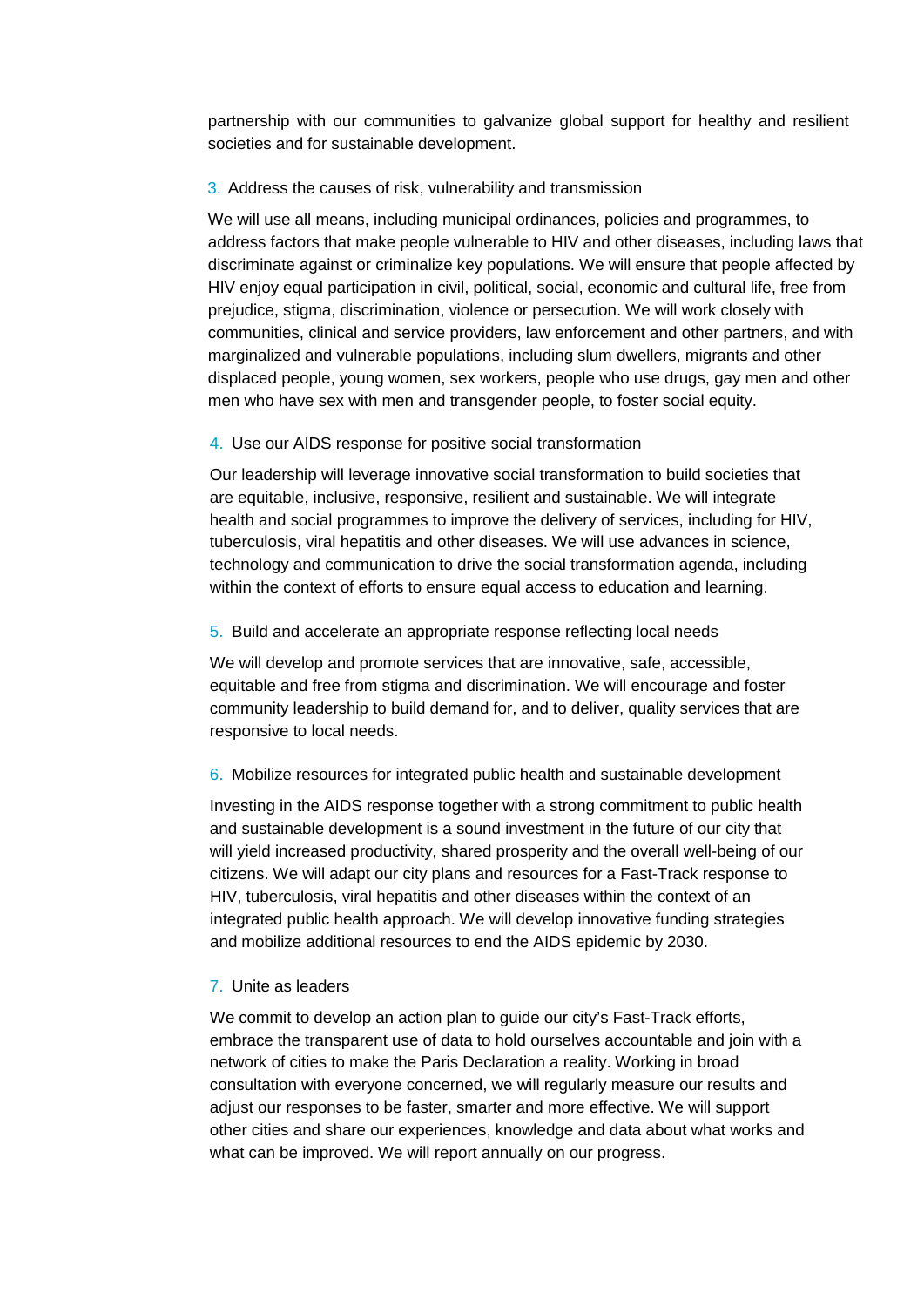partnership with our communities to galvanize global support for healthy and resilient societies and for sustainable development.

3. Address the causes of risk, vulnerability and transmission

We will use all means, including municipal ordinances, policies and programmes, to address factors that make people vulnerable to HIV and other diseases, including laws that discriminate against or criminalize key populations. We will ensure that people affected by HIV enjoy equal participation in civil, political, social, economic and cultural life, free from prejudice, stigma, discrimination, violence or persecution. We will work closely with communities, clinical and service providers, law enforcement and other partners, and with marginalized and vulnerable populations, including slum dwellers, migrants and other displaced people, young women, sex workers, people who use drugs, gay men and other men who have sex with men and transgender people, to foster social equity.

4. Use our AIDS response for positive social transformation

Our leadership will leverage innovative social transformation to build societies that are equitable, inclusive, responsive, resilient and sustainable. We will integrate health and social programmes to improve the delivery of services, including for HIV, tuberculosis, viral hepatitis and other diseases. We will use advances in science, technology and communication to drive the social transformation agenda, including within the context of efforts to ensure equal access to education and learning.

5. Build and accelerate an appropriate response reflecting local needs

We will develop and promote services that are innovative, safe, accessible, equitable and free from stigma and discrimination. We will encourage and foster community leadership to build demand for, and to deliver, quality services that are responsive to local needs.

6. Mobilize resources for integrated public health and sustainable development

Investing in the AIDS response together with a strong commitment to public health and sustainable development is a sound investment in the future of our city that will yield increased productivity, shared prosperity and the overall well-being of our citizens. We will adapt our city plans and resources for a Fast-Track response to HIV, tuberculosis, viral hepatitis and other diseases within the context of an integrated public health approach. We will develop innovative funding strategies and mobilize additional resources to end the AIDS epidemic by 2030.

7. Unite as leaders

We commit to develop an action plan to guide our city's Fast-Track efforts, embrace the transparent use of data to hold ourselves accountable and join with a network of cities to make the Paris Declaration a reality. Working in broad consultation with everyone concerned, we will regularly measure our results and adjust our responses to be faster, smarter and more effective. We will support other cities and share our experiences, knowledge and data about what works and what can be improved. We will report annually on our progress.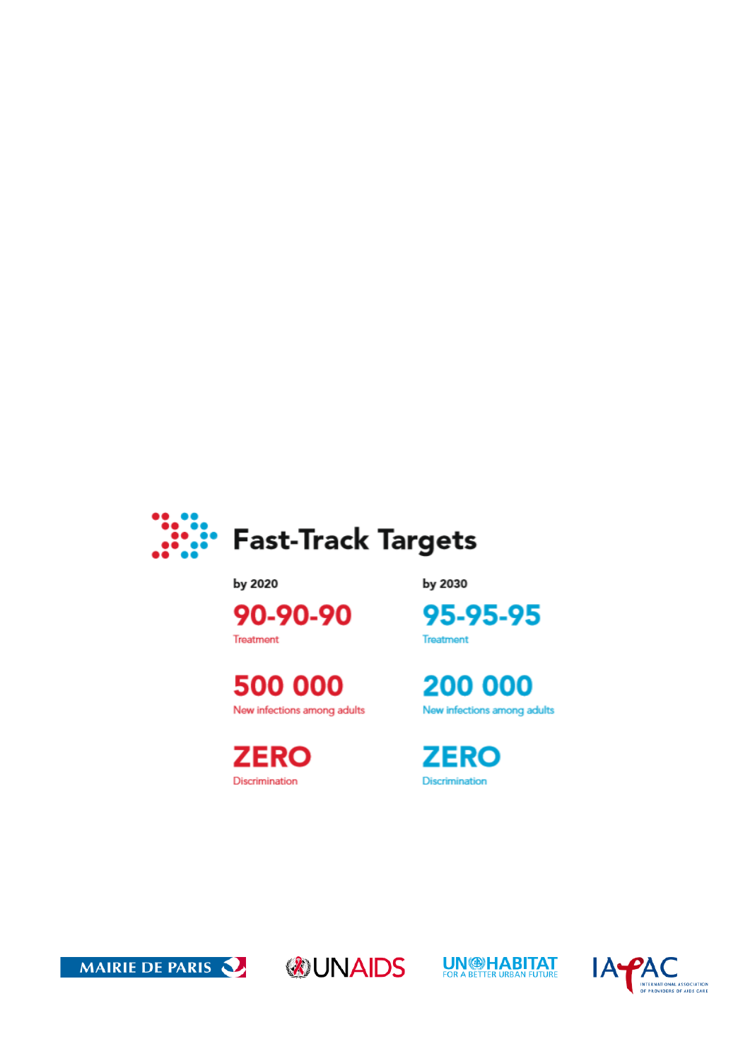# Fast-Track Targets

| by 2020 | by 2030 |
|---|---|
| **90-90-90** Treatment | **95-95-95** Treatment |
| **500 000** New infections among adults | **200 000** New infections among adults |
| **ZERO** Discrimination | **ZERO** Discrimination |

MAIRIE DE PARIS

UNAIDS

UN-HABITAT FOR A BETTER URBAN FUTURE

IAPAC INTERNATIONAL ASSOCIATION OF PROVIDERS OF AIDS CARE